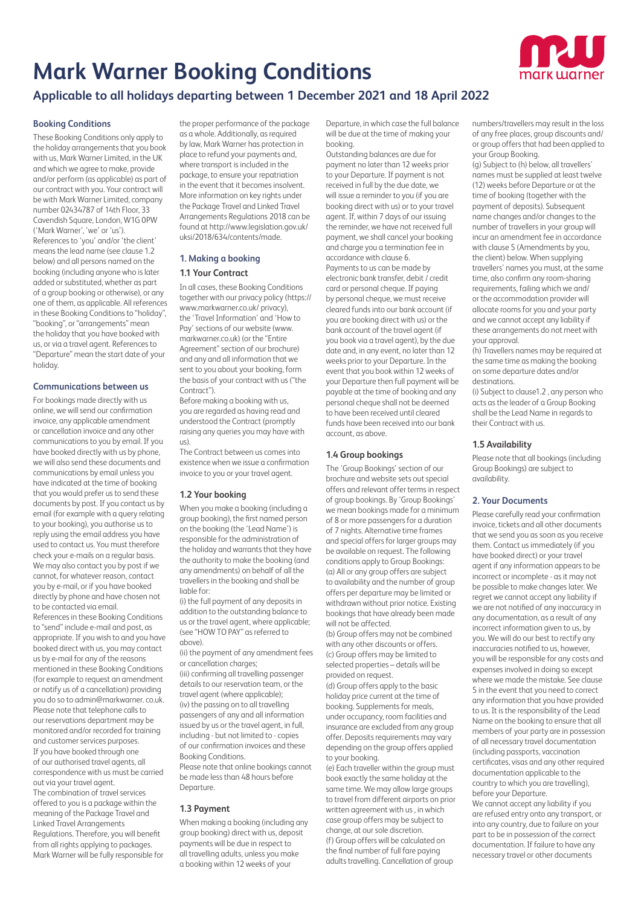# Mark Warner Booking Conditions

## Applicable to all holidays departing between 1 December 2021 and 18 April 2022

### Booking Conditions

These Booking Conditions only apply to the holiday arrangements that you book with us, Mark Warner Limited, in the UK and which we agree to make, provide and/or perform (as applicable) as part of our contract with you. Your contract will be with Mark Warner Limited, company number 02434787 of 14th Floor, 33 Cavendish Square, London, W1G 0PW ('Mark Warner', 'we' or 'us').

References to 'you' and/or 'the client' means the lead name (see clause 1.2 below) and all persons named on the booking (including anyone who is later added or substituted, whether as part of a group booking or otherwise), or any one of them, as applicable. All references in these Booking Conditions to "holiday", "booking", or "arrangements" mean the holiday that you have booked with us, or via a travel agent. References to "Departure" mean the start date of your holiday.

### Communications between us

For bookings made directly with us online, we will send our confirmation invoice, any applicable amendment or cancellation invoice and any other communications to you by email. If you have booked directly with us by phone, we will also send these documents and communications by email unless you have indicated at the time of booking that you would prefer us to send these documents by post. If you contact us by email (for example with a query relating to your booking), you authorise us to reply using the email address you have used to contact us. You must therefore check your e-mails on a regular basis. We may also contact you by post if we cannot, for whatever reason, contact you by e-mail, or if you have booked directly by phone and have chosen not to be contacted via email.

References in these Booking Conditions to "send" include e-mail and post, as appropriate. If you wish to and you have booked direct with us, you may contact us by e-mail for any of the reasons mentioned in these Booking Conditions (for example to request an amendment or notify us of a cancellation) providing you do so to admin@markwarner. co.uk. Please note that telephone calls to our reservations department may be monitored and/or recorded for training and customer services purposes.

If you have booked through one of our authorised travel agents, all correspondence with us must be carried out via your travel agent.

The combination of travel services offered to you is a package within the meaning of the Package Travel and Linked Travel Arrangements Regulations. Therefore, you will benefit from all rights applying to packages. Mark Warner will be fully responsible for the proper performance of the package as a whole. Additionally, as required by law, Mark Warner has protection in place to refund your payments and, where transport is included in the package, to ensure your repatriation in the event that it becomes insolvent. More information on key rights under the Package Travel and Linked Travel Arrangements Regulations 2018 can be found at http://www.legislation.gov.uk/uksi/2018/634/contents/made.

### 1. Making a booking

#### 1.1 Your Contract

In all cases, these Booking Conditions together with our privacy policy (https://www.markwarner.co.uk/ privacy), the 'Travel Information' and 'How to Pay' sections of our website (www.markwarner.co.uk) (or the "Entire Agreement" section of our brochure) and any and all information that we sent to you about your booking, form the basis of your contract with us ("the Contract").

Before making a booking with us, you are regarded as having read and understood the Contract (promptly raising any queries you may have with us).

The Contract between us comes into existence when we issue a confirmation invoice to you or your travel agent.

#### 1.2 Your booking

When you make a booking (including a group booking), the first named person on the booking (the 'Lead Name') is responsible for the administration of the holiday and warrants that they have the authority to make the booking (and any amendments) on behalf of all the travellers in the booking and shall be liable for:

(i) the full payment of any deposits in addition to the outstanding balance to us or the travel agent, where applicable; (see "HOW TO PAY" as referred to above).

(ii) the payment of any amendment fees or cancellation charges;

(iii) confirming all travelling passenger details to our reservation team, or the travel agent (where applicable);

(iv) the passing on to all travelling passengers of any and all information issued by us or the travel agent, in full, including - but not limited to - copies of our confirmation invoices and these Booking Conditions.

Please note that online bookings cannot be made less than 48 hours before Departure.

#### 1.3 Payment

When making a booking (including any group booking) direct with us, deposit payments will be due in respect to all travelling adults, unless you make a booking within 12 weeks of your Departure, in which case the full balance will be due at the time of making your booking.

Outstanding balances are due for payment no later than 12 weeks prior to your Departure. If payment is not received in full by the due date, we will issue a reminder to you (if you are booking direct with us) or to your travel agent. If, within 7 days of our issuing the reminder, we have not received full payment, we shall cancel your booking and charge you a termination fee in accordance with clause 6.

Payments to us can be made by electronic bank transfer, debit / credit card or personal cheque. If paying by personal cheque, we must receive cleared funds into our bank account (if you are booking direct with us) or the bank account of a travel agent (if you book via a travel agent), by the due date and, in any event, no later than 12 weeks prior to your Departure. In the event that you book within 12 weeks of your Departure then full payment will be payable at the time of booking and any personal cheque shall not be deemed to have been received until cleared funds have been received into our bank account, as above.

#### 1.4 Group bookings

The 'Group Bookings' section of our brochure and website sets out special offers and relevant offer terms in respect of group bookings. By 'Group Bookings' we mean bookings made for a minimum of 8 or more passengers for a duration of 7 nights. Alternative time frames and special offers for larger groups may be available on request. The following conditions apply to Group Bookings:

(a) All or any group offers are subject to availability and the number of group offers per departure may be limited or withdrawn without prior notice. Existing bookings that have already been made will not be affected.

(b) Group offers may not be combined with any other discounts or offers.

(c) Group offers may be limited to selected properties – details will be provided on request.

(d) Group offers apply to the basic holiday price current at the time of booking. Supplements for meals, under occupancy, room facilities and insurance are excluded from any group offer. Deposits requirements may vary depending on the group offers applied to your booking.

(e) Each traveller within the group must book exactly the same holiday at the same time. We may allow large groups to travel from different airports on prior written agreement with us , in which case group offers may be subject to change, at our sole discretion.

(f) Group offers will be calculated on the final number of full fare paying adults travelling. Cancellation of group numbers/travellers may result in the loss of any free places, group discounts and/or group offers that had been applied to your Group Booking.

(g) Subject to (h) below, all travellers' names must be supplied at least twelve (12) weeks before Departure or at the time of booking (together with the payment of deposits). Subsequent name changes and/or changes to the number of travellers in your group will incur an amendment fee in accordance with clause 5 (Amendments by you, the client) below. When supplying travellers' names you must, at the same time, also confirm any room-sharing requirements, failing which we and/or the accommodation provider will allocate rooms for you and your party and we cannot accept any liability if these arrangements do not meet with your approval.

(h) Travellers names may be required at the same time as making the booking on some departure dates and/or destinations.

(i) Subject to clause1.2 , any person who acts as the leader of a Group Booking shall be the Lead Name in regards to their Contract with us.

#### 1.5 Availability

Please note that all bookings (including Group Bookings) are subject to availability.

### 2. Your Documents

Please carefully read your confirmation invoice, tickets and all other documents that we send you as soon as you receive them. Contact us immediately (if you have booked direct) or your travel agent if any information appears to be incorrect or incomplete - as it may not be possible to make changes later. We regret we cannot accept any liability if we are not notified of any inaccuracy in any documentation, as a result of any incorrect information given to us, by you. We will do our best to rectify any inaccuracies notified to us, however, you will be responsible for any costs and expenses involved in doing so except where we made the mistake. See clause 5 in the event that you need to correct any information that you have provided to us. It is the responsibility of the Lead Name on the booking to ensure that all members of your party are in possession of all necessary travel documentation (including passports, vaccination certificates, visas and any other required documentation applicable to the country to which you are travelling), before your Departure.

We cannot accept any liability if you are refused entry onto any transport, or into any country, due to failure on your part to be in possession of the correct documentation. If failure to have any necessary travel or other documents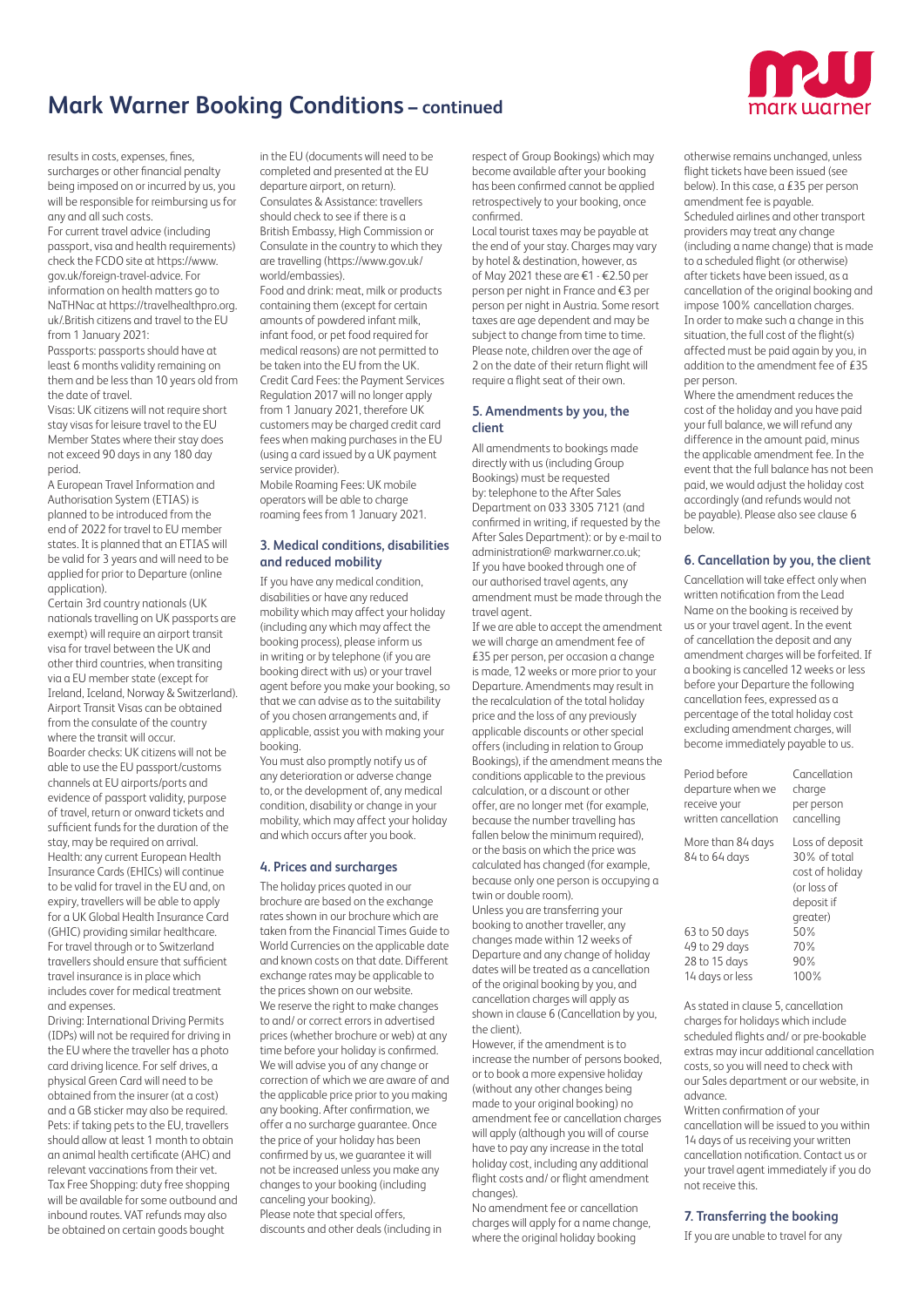# Mark Warner Booking Conditions – continued

results in costs, expenses, fines, surcharges or other financial penalty being imposed on or incurred by us, you will be responsible for reimbursing us for any and all such costs.

For current travel advice (including passport, visa and health requirements) check the FCDO site at https://www.gov.uk/foreign-travel-advice. For information on health matters go to NaTHNac at https://travelhealthpro.org.uk/.British citizens and travel to the EU from 1 January 2021:

Passports: passports should have at least 6 months validity remaining on them and be less than 10 years old from the date of travel.

Visas: UK citizens will not require short stay visas for leisure travel to the EU Member States where their stay does not exceed 90 days in any 180 day period.

A European Travel Information and Authorisation System (ETIAS) is planned to be introduced from the end of 2022 for travel to EU member states. It is planned that an ETIAS will be valid for 3 years and will need to be applied for prior to Departure (online application).

Certain 3rd country nationals (UK nationals travelling on UK passports are exempt) will require an airport transit visa for travel between the UK and other third countries, when transiting via a EU member state (except for Ireland, Iceland, Norway & Switzerland). Airport Transit Visas can be obtained from the consulate of the country where the transit will occur.

Boarder checks: UK citizens will not be able to use the EU passport/customs channels at EU airports/ports and evidence of passport validity, purpose of travel, return or onward tickets and sufficient funds for the duration of the stay, may be required on arrival.

Health: any current European Health Insurance Cards (EHICs) will continue to be valid for travel in the EU and, on expiry, travellers will be able to apply for a UK Global Health Insurance Card (GHIC) providing similar healthcare. For travel through or to Switzerland travellers should ensure that sufficient travel insurance is in place which includes cover for medical treatment and expenses.

Driving: International Driving Permits (IDPs) will not be required for driving in the EU where the traveller has a photo card driving licence. For self drives, a physical Green Card will need to be obtained from the insurer (at a cost) and a GB sticker may also be required.

Pets: if taking pets to the EU, travellers should allow at least 1 month to obtain an animal health certificate (AHC) and relevant vaccinations from their vet.

Tax Free Shopping: duty free shopping will be available for some outbound and inbound routes. VAT refunds may also be obtained on certain goods bought in the EU (documents will need to be completed and presented at the EU departure airport, on return).

Consulates & Assistance: travellers should check to see if there is a British Embassy, High Commission or Consulate in the country to which they are travelling (https://www.gov.uk/world/embassies).

Food and drink: meat, milk or products containing them (except for certain amounts of powdered infant milk, infant food, or pet food required for medical reasons) are not permitted to be taken into the EU from the UK.

Credit Card Fees: the Payment Services Regulation 2017 will no longer apply from 1 January 2021, therefore UK customers may be charged credit card fees when making purchases in the EU (using a card issued by a UK payment service provider).

Mobile Roaming Fees: UK mobile operators will be able to charge roaming fees from 1 January 2021.

## 3. Medical conditions, disabilities and reduced mobility

If you have any medical condition, disabilities or have any reduced mobility which may affect your holiday (including any which may affect the booking process), please inform us in writing or by telephone (if you are booking direct with us) or your travel agent before you make your booking, so that we can advise as to the suitability of you chosen arrangements and, if applicable, assist you with making your booking.

You must also promptly notify us of any deterioration or adverse change to, or the development of, any medical condition, disability or change in your mobility, which may affect your holiday and which occurs after you book.

## 4. Prices and surcharges

The holiday prices quoted in our brochure are based on the exchange rates shown in our brochure which are taken from the Financial Times Guide to World Currencies on the applicable date and known costs on that date. Different exchange rates may be applicable to the prices shown on our website.

We reserve the right to make changes to and/ or correct errors in advertised prices (whether brochure or web) at any time before your holiday is confirmed. We will advise you of any change or correction of which we are aware of and the applicable price prior to you making any booking. After confirmation, we offer a no surcharge guarantee. Once the price of your holiday has been confirmed by us, we guarantee it will not be increased unless you make any changes to your booking (including canceling your booking).

Please note that special offers, discounts and other deals (including in respect of Group Bookings) which may become available after your booking has been confirmed cannot be applied retrospectively to your booking, once confirmed.

Local tourist taxes may be payable at the end of your stay. Charges may vary by hotel & destination, however, as of May 2021 these are €1 - €2.50 per person per night in France and €3 per person per night in Austria. Some resort taxes are age dependent and may be subject to change from time to time. Please note, children over the age of 2 on the date of their return flight will require a flight seat of their own.

## 5. Amendments by you, the client

All amendments to bookings made directly with us (including Group Bookings) must be requested by: telephone to the After Sales Department on 033 3305 7121 (and confirmed in writing, if requested by the After Sales Department): or by e-mail to administration@ markwarner.co.uk; If you have booked through one of our authorised travel agents, any amendment must be made through the travel agent.

If we are able to accept the amendment we will charge an amendment fee of £35 per person, per occasion a change is made, 12 weeks or more prior to your Departure. Amendments may result in the recalculation of the total holiday price and the loss of any previously applicable discounts or other special offers (including in relation to Group Bookings), if the amendment means the conditions applicable to the previous calculation, or a discount or other offer, are no longer met (for example, because the number travelling has fallen below the minimum required), or the basis on which the price was calculated has changed (for example, because only one person is occupying a twin or double room).

Unless you are transferring your booking to another traveller, any changes made within 12 weeks of Departure and any change of holiday dates will be treated as a cancellation of the original booking by you, and cancellation charges will apply as shown in clause 6 (Cancellation by you, the client).

However, if the amendment is to increase the number of persons booked, or to book a more expensive holiday (without any other changes being made to your original booking) no amendment fee or cancellation charges will apply (although you will of course have to pay any increase in the total holiday cost, including any additional flight costs and/ or flight amendment changes).

No amendment fee or cancellation charges will apply for a name change, where the original holiday booking otherwise remains unchanged, unless flight tickets have been issued (see below). In this case, a £35 per person amendment fee is payable.

Scheduled airlines and other transport providers may treat any change (including a name change) that is made to a scheduled flight (or otherwise) after tickets have been issued, as a cancellation of the original booking and impose 100% cancellation charges. In order to make such a change in this situation, the full cost of the flight(s) affected must be paid again by you, in addition to the amendment fee of £35 per person.

Where the amendment reduces the cost of the holiday and you have paid your full balance, we will refund any difference in the amount paid, minus the applicable amendment fee. In the event that the full balance has not been paid, we would adjust the holiday cost accordingly (and refunds would not be payable). Please also see clause 6 below.

## 6. Cancellation by you, the client

Cancellation will take effect only when written notification from the Lead Name on the booking is received by us or your travel agent. In the event of cancellation the deposit and any amendment charges will be forfeited. If a booking is cancelled 12 weeks or less before your Departure the following cancellation fees, expressed as a percentage of the total holiday cost excluding amendment charges, will become immediately payable to us.

| Period before departure we receive your written cancellation | Cancellation charge per person cancelling |
|---|---|
| More than 84 days | Loss of deposit |
| 84 to 64 days | 30% of total cost of holiday (or loss of deposit if greater) |
| 63 to 50 days | 50% |
| 49 to 29 days | 70% |
| 28 to 15 days | 90% |
| 14 days or less | 100% |

As stated in clause 5, cancellation charges for holidays which include scheduled flights and/ or pre-bookable extras may incur additional cancellation costs, so you will need to check with our Sales department or our website, in advance.

Written confirmation of your cancellation will be issued to you within 14 days of us receiving your written cancellation notification. Contact us or your travel agent immediately if you do not receive this.

## 7. Transferring the booking

If you are unable to travel for any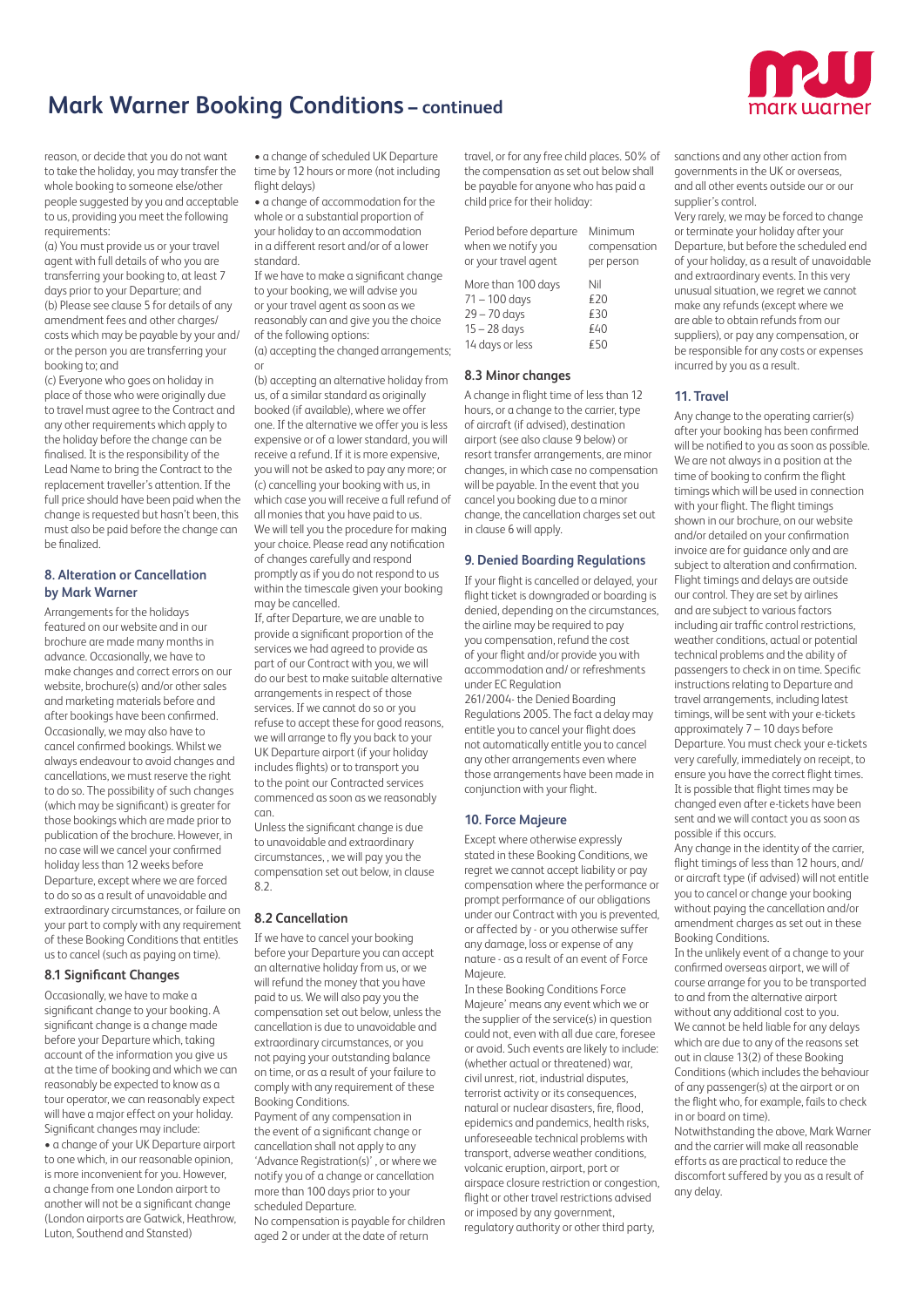reason, or decide that you do not want to take the holiday, you may transfer the whole booking to someone else/other people suggested by you and acceptable to us, providing you meet the following requirements:

(a) You must provide us or your travel agent with full details of who you are transferring your booking to, at least 7 days prior to your Departure; and

(b) Please see clause 5 for details of any amendment fees and other charges/ costs which may be payable by your and/ or the person you are transferring your booking to; and

(c) Everyone who goes on holiday in place of those who were originally due to travel must agree to the Contract and any other requirements which apply to the holiday before the change can be finalised. It is the responsibility of the Lead Name to bring the Contract to the replacement traveller's attention. If the full price should have been paid when the change is requested but hasn't been, this must also be paid before the change can be finalized.

### 8. Alteration or Cancellation by Mark Warner

Arrangements for the holidays featured on our website and in our brochure are made many months in advance. Occasionally, we have to make changes and correct errors on our website, brochure(s) and/or other sales and marketing materials before and after bookings have been confirmed. Occasionally, we may also have to cancel confirmed bookings. Whilst we always endeavour to avoid changes and cancellations, we must reserve the right to do so. The possibility of such changes (which may be significant) is greater for those bookings which are made prior to publication of the brochure. However, in no case will we cancel your confirmed holiday less than 12 weeks before Departure, except where we are forced to do so as a result of unavoidable and extraordinary circumstances, or failure on your part to comply with any requirement of these Booking Conditions that entitles us to cancel (such as paying on time).

### 8.1 Significant Changes

Occasionally, we have to make a significant change to your booking. A significant change is a change made before your Departure which, taking account of the information you give us at the time of booking and which we can reasonably be expected to know as a tour operator, we can reasonably expect will have a major effect on your holiday. Significant changes may include:

- a change of your UK Departure airport to one which, in our reasonable opinion, is more inconvenient for you. However, a change from one London airport to another will not be a significant change (London airports are Gatwick, Heathrow, Luton, Southend and Stansted)
- a change of scheduled UK Departure time by 12 hours or more (not including flight delays)
- a change of accommodation for the whole or a substantial proportion of your holiday to an accommodation in a different resort and/or of a lower standard.

If we have to make a significant change to your booking, we will advise you or your travel agent as soon as we reasonably can and give you the choice of the following options:

(a) accepting the changed arrangements; or

(b) accepting an alternative holiday from us, of a similar standard as originally booked (if available), where we offer one. If the alternative we offer you is less expensive or of a lower standard, you will receive a refund. If it is more expensive, you will not be asked to pay any more; or

(c) cancelling your booking with us, in which case you will receive a full refund of all monies that you have paid to us.

We will tell you the procedure for making your choice. Please read any notification of changes carefully and respond promptly as if you do not respond to us within the timescale given your booking may be cancelled.

If, after Departure, we are unable to provide a significant proportion of the services we had agreed to provide as part of our Contract with you, we will do our best to make suitable alternative arrangements in respect of those services. If we cannot do so or you refuse to accept these for good reasons, we will arrange to fly you back to your UK Departure airport (if your holiday includes flights) or to transport you to the point our Contracted services commenced as soon as we reasonably can.

Unless the significant change is due to unavoidable and extraordinary circumstances, , we will pay you the compensation set out below, in clause 8.2.

### 8.2 Cancellation

If we have to cancel your booking before your Departure you can accept an alternative holiday from us, or we will refund the money that you have paid to us. We will also pay you the compensation set out below, unless the cancellation is due to unavoidable and extraordinary circumstances, or you not paying your outstanding balance on time, or as a result of your failure to comply with any requirement of these Booking Conditions.

Payment of any compensation in the event of a significant change or cancellation shall not apply to any 'Advance Registration(s)' , or where we notify you of a change or cancellation more than 100 days prior to your scheduled Departure.

No compensation is payable for children aged 2 or under at the date of return travel, or for any free child places. 50% of the compensation as set out below shall be payable for anyone who has paid a child price for their holiday:

| Period before departure when we notify you or your travel agent | Minimum compensation per person |
| --- | --- |
| More than 100 days | Nil |
| 71 – 100 days | £20 |
| 29 – 70 days | £30 |
| 15 – 28 days | £40 |
| 14 days or less | £50 |

### 8.3 Minor changes

A change in flight time of less than 12 hours, or a change to the carrier, type of aircraft (if advised), destination airport (see also clause 9 below) or resort transfer arrangements, are minor changes, in which case no compensation will be payable. In the event that you cancel you booking due to a minor change, the cancellation charges set out in clause 6 will apply.

### 9. Denied Boarding Regulations

If your flight is cancelled or delayed, your flight ticket is downgraded or boarding is denied, depending on the circumstances, the airline may be required to pay you compensation, refund the cost of your flight and/or provide you with accommodation and/ or refreshments under EC Regulation 261/2004- the Denied Boarding Regulations 2005. The fact a delay may entitle you to cancel your flight does not automatically entitle you to cancel any other arrangements even where those arrangements have been made in conjunction with your flight.

### 10. Force Majeure

Except where otherwise expressly stated in these Booking Conditions, we regret we cannot accept liability or pay compensation where the performance or prompt performance of our obligations under our Contract with you is prevented, or affected by - or you otherwise suffer any damage, loss or expense of any nature - as a result of an event of Force Majeure.

In these Booking Conditions Force Majeure' means any event which we or the supplier of the service(s) in question could not, even with all due care, foresee or avoid. Such events are likely to include: (whether actual or threatened) war, civil unrest, riot, industrial disputes, terrorist activity or its consequences, natural or nuclear disasters, fire, flood, epidemics and pandemics, health risks, unforeseeable technical problems with transport, adverse weather conditions, volcanic eruption, airport, port or airspace closure restriction or congestion, flight or other travel restrictions advised or imposed by any government, regulatory authority or other third party, sanctions and any other action from governments in the UK or overseas, and all other events outside our or our supplier's control.

Very rarely, we may be forced to change or terminate your holiday after your Departure, but before the scheduled end of your holiday, as a result of unavoidable and extraordinary events. In this very unusual situation, we regret we cannot make any refunds (except where we are able to obtain refunds from our suppliers), or pay any compensation, or be responsible for any costs or expenses incurred by you as a result.

### 11. Travel

Any change to the operating carrier(s) after your booking has been confirmed will be notified to you as soon as possible. We are not always in a position at the time of booking to confirm the flight timings which will be used in connection with your flight. The flight timings shown in our brochure, on our website and/or detailed on your confirmation invoice are for guidance only and are subject to alteration and confirmation. Flight timings and delays are outside our control. They are set by airlines and are subject to various factors including air traffic control restrictions, weather conditions, actual or potential technical problems and the ability of passengers to check in on time. Specific instructions relating to Departure and travel arrangements, including latest timings, will be sent with your e-tickets approximately 7 – 10 days before Departure. You must check your e-tickets very carefully, immediately on receipt, to ensure you have the correct flight times. It is possible that flight times may be changed even after e-tickets have been sent and we will contact you as soon as possible if this occurs.

Any change in the identity of the carrier, flight timings of less than 12 hours, and/ or aircraft type (if advised) will not entitle you to cancel or change your booking without paying the cancellation and/or amendment charges as set out in these Booking Conditions.

In the unlikely event of a change to your confirmed overseas airport, we will of course arrange for you to be transported to and from the alternative airport without any additional cost to you.

We cannot be held liable for any delays which are due to any of the reasons set out in clause 13(2) of these Booking Conditions (which includes the behaviour of any passenger(s) at the airport or on the flight who, for example, fails to check in or board on time).

Notwithstanding the above, Mark Warner and the carrier will make all reasonable efforts as are practical to reduce the discomfort suffered by you as a result of any delay.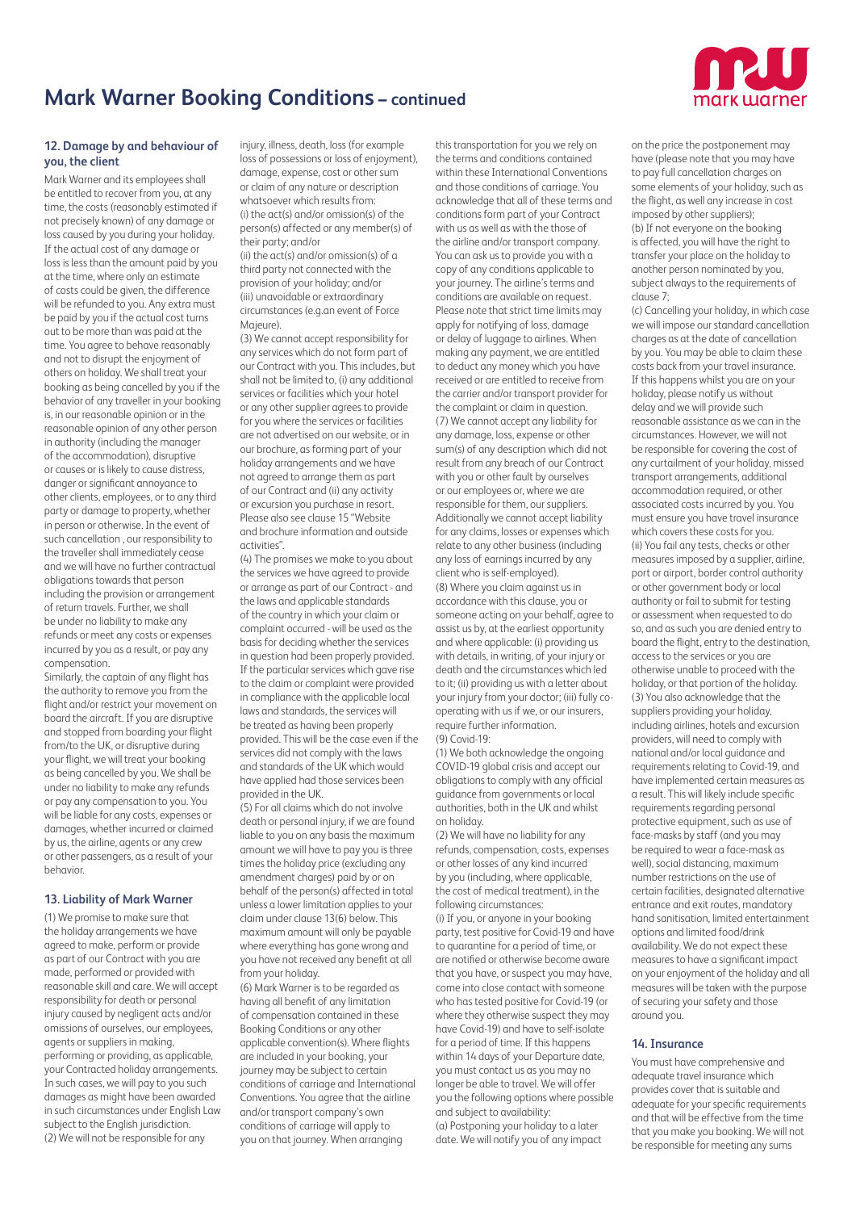# Mark Warner Booking Conditions – continued

## 12. Damage by and behaviour of you, the client

Mark Warner and its employees shall be entitled to recover from you, at any time, the costs (reasonably estimated if not precisely known) of any damage or loss caused by you during your holiday. If the actual cost of any damage or loss is less than the amount paid by you at the time, where only an estimate of costs could be given, the difference will be refunded to you. Any extra must be paid by you if the actual cost turns out to be more than was paid at the time. You agree to behave reasonably and not to disrupt the enjoyment of others on holiday. We shall treat your booking as being cancelled by you if the behavior of any traveller in your booking is, in our reasonable opinion or in the reasonable opinion of any other person in authority (including the manager of the accommodation), disruptive or causes or is likely to cause distress, danger or significant annoyance to other clients, employees, or to any third party or damage to property, whether in person or otherwise. In the event of such cancellation , our responsibility to the traveller shall immediately cease and we will have no further contractual obligations towards that person including the provision or arrangement of return travels. Further, we shall be under no liability to make any refunds or meet any costs or expenses incurred by you as a result, or pay any compensation.

Similarly, the captain of any flight has the authority to remove you from the flight and/or restrict your movement on board the aircraft. If you are disruptive and stopped from boarding your flight from/to the UK, or disruptive during your flight, we will treat your booking as being cancelled by you. We shall be under no liability to make any refunds or pay any compensation to you. You will be liable for any costs, expenses or damages, whether incurred or claimed by us, the airline, agents or any crew or other passengers, as a result of your behavior.

## 13. Liability of Mark Warner

(1) We promise to make sure that the holiday arrangements we have agreed to make, perform or provide as part of our Contract with you are made, performed or provided with reasonable skill and care. We will accept responsibility for death or personal injury caused by negligent acts and/or omissions of ourselves, our employees, agents or suppliers in making, performing or providing, as applicable, your Contracted holiday arrangements. In such cases, we will pay to you such damages as might have been awarded in such circumstances under English Law subject to the English jurisdiction.

(2) We will not be responsible for any injury, illness, death, loss (for example loss of possessions or loss of enjoyment), damage, expense, cost or other sum or claim of any nature or description whatsoever which results from:
(i) the act(s) and/or omission(s) of the person(s) affected or any member(s) of their party; and/or
(ii) the act(s) and/or omission(s) of a third party not connected with the provision of your holiday; and/or
(iii) unavoidable or extraordinary circumstances (e.g.an event of Force Majeure).

(3) We cannot accept responsibility for any services which do not form part of our Contract with you. This includes, but shall not be limited to, (i) any additional services or facilities which your hotel or any other supplier agrees to provide for you where the services or facilities are not advertised on our website, or in our brochure, as forming part of your holiday arrangements and we have not agreed to arrange them as part of our Contract and (ii) any activity or excursion you purchase in resort. Please also see clause 15 "Website and brochure information and outside activities".

(4) The promises we make to you about the services we have agreed to provide or arrange as part of our Contract - and the laws and applicable standards of the country in which your claim or complaint occurred - will be used as the basis for deciding whether the services in question had been properly provided. If the particular services which gave rise to the claim or complaint were provided in compliance with the applicable local laws and standards, the services will be treated as having been properly provided. This will be the case even if the services did not comply with the laws and standards of the UK which would have applied had those services been provided in the UK.

(5) For all claims which do not involve death or personal injury, if we are found liable to you on any basis the maximum amount we will have to pay you is three times the holiday price (excluding any amendment charges) paid by or on behalf of the person(s) affected in total unless a lower limitation applies to your claim under clause 13(6) below. This maximum amount will only be payable where everything has gone wrong and you have not received any benefit at all from your holiday.

(6) Mark Warner is to be regarded as having all benefit of any limitation of compensation contained in these Booking Conditions or any other applicable convention(s). Where flights are included in your booking, your journey may be subject to certain conditions of carriage and International Conventions. You agree that the airline and/or transport company's own conditions of carriage will apply to you on that journey. When arranging this transportation for you we rely on the terms and conditions contained within these International Conventions and those conditions of carriage. You acknowledge that all of these terms and conditions form part of your Contract with us as well as with the those of the airline and/or transport company. You can ask us to provide you with a copy of any conditions applicable to your journey. The airline's terms and conditions are available on request. Please note that strict time limits may apply for notifying of loss, damage or delay of luggage to airlines. When making any payment, we are entitled to deduct any money which you have received or are entitled to receive from the carrier and/or transport provider for the complaint or claim in question.

(7) We cannot accept any liability for any damage, loss, expense or other sum(s) of any description which did not result from any breach of our Contract with you or other fault by ourselves or our employees or, where we are responsible for them, our suppliers. Additionally we cannot accept liability for any claims, losses or expenses which relate to any other business (including any loss of earnings incurred by any client who is self-employed).

(8) Where you claim against us in accordance with this clause, you or someone acting on your behalf, agree to assist us by, at the earliest opportunity and where applicable: (i) providing us with details, in writing, of your injury or death and the circumstances which led to it; (ii) providing us with a letter about your injury from your doctor; (iii) fully co-operating with us if we, or our insurers, require further information.

(9) Covid-19:

(1) We both acknowledge the ongoing COVID-19 global crisis and accept our obligations to comply with any official guidance from governments or local authorities, both in the UK and whilst on holiday.

(2) We will have no liability for any refunds, compensation, costs, expenses or other losses of any kind incurred by you (including, where applicable, the cost of medical treatment), in the following circumstances:

(i) If you, or anyone in your booking party, test positive for Covid-19 and have to quarantine for a period of time, or are notified or otherwise become aware that you have, or suspect you may have, come into close contact with someone who has tested positive for Covid-19 (or where they otherwise suspect they may have Covid-19) and have to self-isolate for a period of time. If this happens within 14 days of your Departure date, you must contact us as you may no longer be able to travel. We will offer you the following options where possible and subject to availability:

(a) Postponing your holiday to a later date. We will notify you of any impact on the price the postponement may have (please note that you may have to pay full cancellation charges on some elements of your holiday, such as the flight, as well any increase in cost imposed by other suppliers);

(b) If not everyone on the booking is affected, you will have the right to transfer your place on the holiday to another person nominated by you, subject always to the requirements of clause 7;

(c) Cancelling your holiday, in which case we will impose our standard cancellation charges as at the date of cancellation by you. You may be able to claim these costs back from your travel insurance. If this happens whilst you are on your holiday, please notify us without delay and we will provide such reasonable assistance as we can in the circumstances. However, we will not be responsible for covering the cost of any curtailment of your holiday, missed transport arrangements, additional accommodation required, or other associated costs incurred by you. You must ensure you have travel insurance which covers these costs for you.

(ii) You fail any tests, checks or other measures imposed by a supplier, airline, port or airport, border control authority or other government body or local authority or fail to submit for testing or assessment when requested to do so, and as such you are denied entry to board the flight, entry to the destination, access to the services or you are otherwise unable to proceed with the holiday, or that portion of the holiday.

(3) You also acknowledge that the suppliers providing your holiday, including airlines, hotels and excursion providers, will need to comply with national and/or local guidance and requirements relating to Covid-19, and have implemented certain measures as a result. This will likely include specific requirements regarding personal protective equipment, such as use of face-masks by staff (and you may be required to wear a face-mask as well), social distancing, maximum number restrictions on the use of certain facilities, designated alternative entrance and exit routes, mandatory hand sanitisation, limited entertainment options and limited food/drink availability. We do not expect these measures to have a significant impact on your enjoyment of the holiday and all measures will be taken with the purpose of securing your safety and those around you.

## 14. Insurance

You must have comprehensive and adequate travel insurance which provides cover that is suitable and adequate for your specific requirements and that will be effective from the time that you make you booking. We will not be responsible for meeting any sums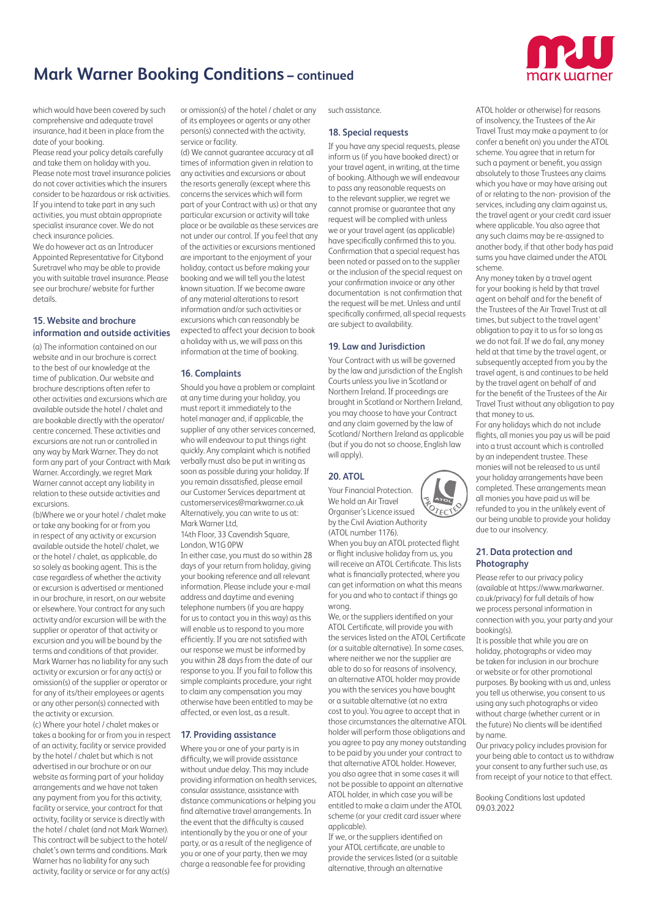# Mark Warner Booking Conditions – continued

which would have been covered by such comprehensive and adequate travel insurance, had it been in place from the date of your booking.

Please read your policy details carefully and take them on holiday with you. Please note most travel insurance policies do not cover activities which the insurers consider to be hazardous or risk activities. If you intend to take part in any such activities, you must obtain appropriate specialist insurance cover. We do not check insurance policies.

We do however act as an Introducer Appointed Representative for Citybond Suretravel who may be able to provide you with suitable travel insurance. Please see our brochure/ website for further details.

### 15. Website and brochure information and outside activities

(a) The information contained on our website and in our brochure is correct to the best of our knowledge at the time of publication. Our website and brochure descriptions often refer to other activities and excursions which are available outside the hotel / chalet and are bookable directly with the operator/ centre concerned. These activities and excursions are not run or controlled in any way by Mark Warner. They do not form any part of your Contract with Mark Warner. Accordingly, we regret Mark Warner cannot accept any liability in relation to these outside activities and excursions.

(b)Where we or your hotel / chalet make or take any booking for or from you in respect of any activity or excursion available outside the hotel/ chalet, we or the hotel / chalet, as applicable, do so solely as booking agent. This is the case regardless of whether the activity or excursion is advertised or mentioned in our brochure, in resort, on our website or elsewhere. Your contract for any such activity and/or excursion will be with the supplier or operator of that activity or excursion and you will be bound by the terms and conditions of that provider. Mark Warner has no liability for any such activity or excursion or for any act(s) or omission(s) of the supplier or operator or for any of its/their employees or agents or any other person(s) connected with the activity or excursion.

(c) Where your hotel / chalet makes or takes a booking for or from you in respect of an activity, facility or service provided by the hotel / chalet but which is not advertised in our brochure or on our website as forming part of your holiday arrangements and we have not taken any payment from you for this activity, facility or service, your contract for that activity, facility or service is directly with the hotel / chalet (and not Mark Warner). This contract will be subject to the hotel/ chalet's own terms and conditions. Mark Warner has no liability for any such activity, facility or service or for any act(s) or omission(s) of the hotel / chalet or any of its employees or agents or any other person(s) connected with the activity, service or facility.

(d) We cannot guarantee accuracy at all times of information given in relation to any activities and excursions or about the resorts generally (except where this concerns the services which will form part of your Contract with us) or that any particular excursion or activity will take place or be available as these services are not under our control. If you feel that any of the activities or excursions mentioned are important to the enjoyment of your holiday, contact us before making your booking and we will tell you the latest known situation. If we become aware of any material alterations to resort information and/or such activities or excursions which can reasonably be expected to affect your decision to book a holiday with us, we will pass on this information at the time of booking.

### 16. Complaints

Should you have a problem or complaint at any time during your holiday, you must report it immediately to the hotel manager and, if applicable, the supplier of any other services concerned, who will endeavour to put things right quickly. Any complaint which is notified verbally must also be put in writing as soon as possible during your holiday. If you remain dissatisfied, please email our Customer Services department at customerservices@markwarner.co.uk Alternatively, you can write to us at: Mark Warner Ltd,
14th Floor, 34 Cavendish Square, London, W1G 0PW

In either case, you must do so within 28 days of your return from holiday, giving your booking reference and all relevant information. Please include your e-mail address and daytime and evening telephone numbers (if you are happy for us to contact you in this way) as this will enable us to respond to you more efficiently. If you are not satisfied with our response we must be informed by you within 28 days from the date of our response to you. If you fail to follow this simple complaints procedure, your right to claim any compensation you may otherwise have been entitled to may be affected, or even lost, as a result.

### 17. Providing assistance

Where you or one of your party is in difficulty, we will provide assistance without undue delay. This may include providing information on health services, consular assistance, assistance with distance communications or helping you find alternative travel arrangements. In the event that the difficulty is caused intentionally by the you or one of your party, or as a result of the negligence of you or one of your party, then we may charge a reasonable fee for providing such assistance.

### 18. Special requests

If you have any special requests, please inform us (if you have booked direct) or your travel agent, in writing, at the time of booking. Although we will endeavour to pass any reasonable requests on to the relevant supplier, we regret we cannot promise or guarantee that any request will be complied with unless we or your travel agent (as applicable) have specifically confirmed this to you. Confirmation that a special request has been noted or passed on to the supplier or the inclusion of the special request on your confirmation invoice or any other documentation is not confirmation that the request will be met. Unless and until specifically confirmed, all special requests are subject to availability.

### 19. Law and Jurisdiction

Your Contract with us will be governed by the law and jurisdiction of the English Courts unless you live in Scotland or Northern Ireland. If proceedings are brought in Scotland or Northern Ireland, you may choose to have your Contract and any claim governed by the law of Scotland/ Northern Ireland as applicable (but if you do not so choose, English law will apply).

### 20. ATOL

Your Financial Protection.
We hold an Air Travel Organiser's Licence issued by the Civil Aviation Authority (ATOL number 1176).

When you buy an ATOL protected flight or flight inclusive holiday from us, you will receive an ATOL Certificate. This lists what is financially protected, where you can get information on what this means for you and who to contact if things go wrong.

We, or the suppliers identified on your ATOL Certificate, will provide you with the services listed on the ATOL Certificate (or a suitable alternative). In some cases, where neither we nor the supplier are able to do so for reasons of insolvency, an alternative ATOL holder may provide you with the services you have bought or a suitable alternative (at no extra cost to you). You agree to accept that in those circumstances the alternative ATOL holder will perform those obligations and you agree to pay any money outstanding to be paid by you under your contract to that alternative ATOL holder. However, you also agree that in some cases it will not be possible to appoint an alternative ATOL holder, in which case you will be entitled to make a claim under the ATOL scheme (or your credit card issuer where applicable).

If we, or the suppliers identified on your ATOL certificate, are unable to provide the services listed (or a suitable alternative, through an alternative ATOL holder or otherwise) for reasons of insolvency, the Trustees of the Air Travel Trust may make a payment to (or confer a benefit on) you under the ATOL scheme. You agree that in return for such a payment or benefit, you assign absolutely to those Trustees any claims which you have or may have arising out of or relating to the non- provision of the services, including any claim against us, the travel agent or your credit card issuer where applicable. You also agree that any such claims may be re-assigned to another body, if that other body has paid sums you have claimed under the ATOL scheme.

Any money taken by a travel agent for your booking is held by that travel agent on behalf and for the benefit of the Trustees of the Air Travel Trust at all times, but subject to the travel agent' obligation to pay it to us for so long as we do not fail. If we do fail, any money held at that time by the travel agent, or subsequently accepted from you by the travel agent, is and continues to be held by the travel agent on behalf of and for the benefit of the Trustees of the Air Travel Trust without any obligation to pay that money to us.

For any holidays which do not include flights, all monies you pay us will be paid into a trust account which is controlled by an independent trustee. These monies will not be released to us until your holiday arrangements have been completed. These arrangements mean all monies you have paid us will be refunded to you in the unlikely event of our being unable to provide your holiday due to our insolvency.

### 21. Data protection and Photography

Please refer to our privacy policy (available at https://www.markwarner.co.uk/privacy) for full details of how we process personal information in connection with you, your party and your booking(s).

It is possible that while you are on holiday, photographs or video may be taken for inclusion in our brochure or website or for other promotional purposes. By booking with us and, unless you tell us otherwise, you consent to us using any such photographs or video without charge (whether current or in the future) No clients will be identified by name.

Our privacy policy includes provision for your being able to contact us to withdraw your consent to any further such use, as from receipt of your notice to that effect.

Booking Conditions last updated 09.03.2022